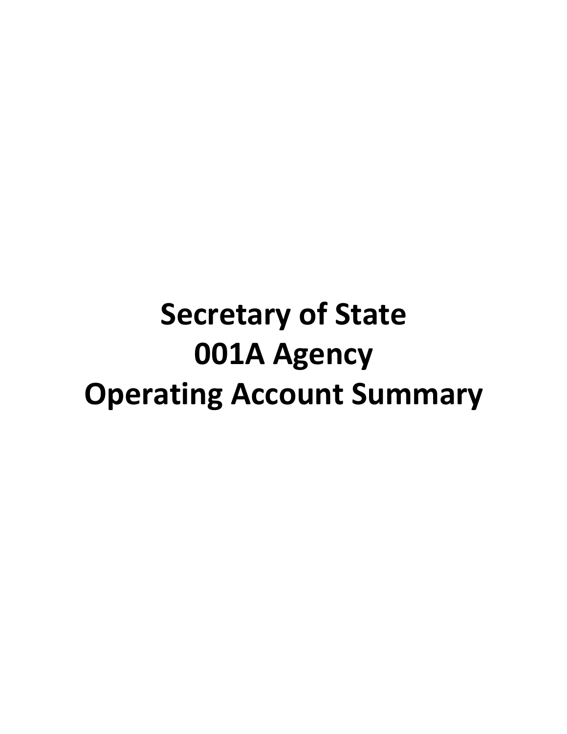# Secretary of State
# 001A Agency
# Operating Account Summary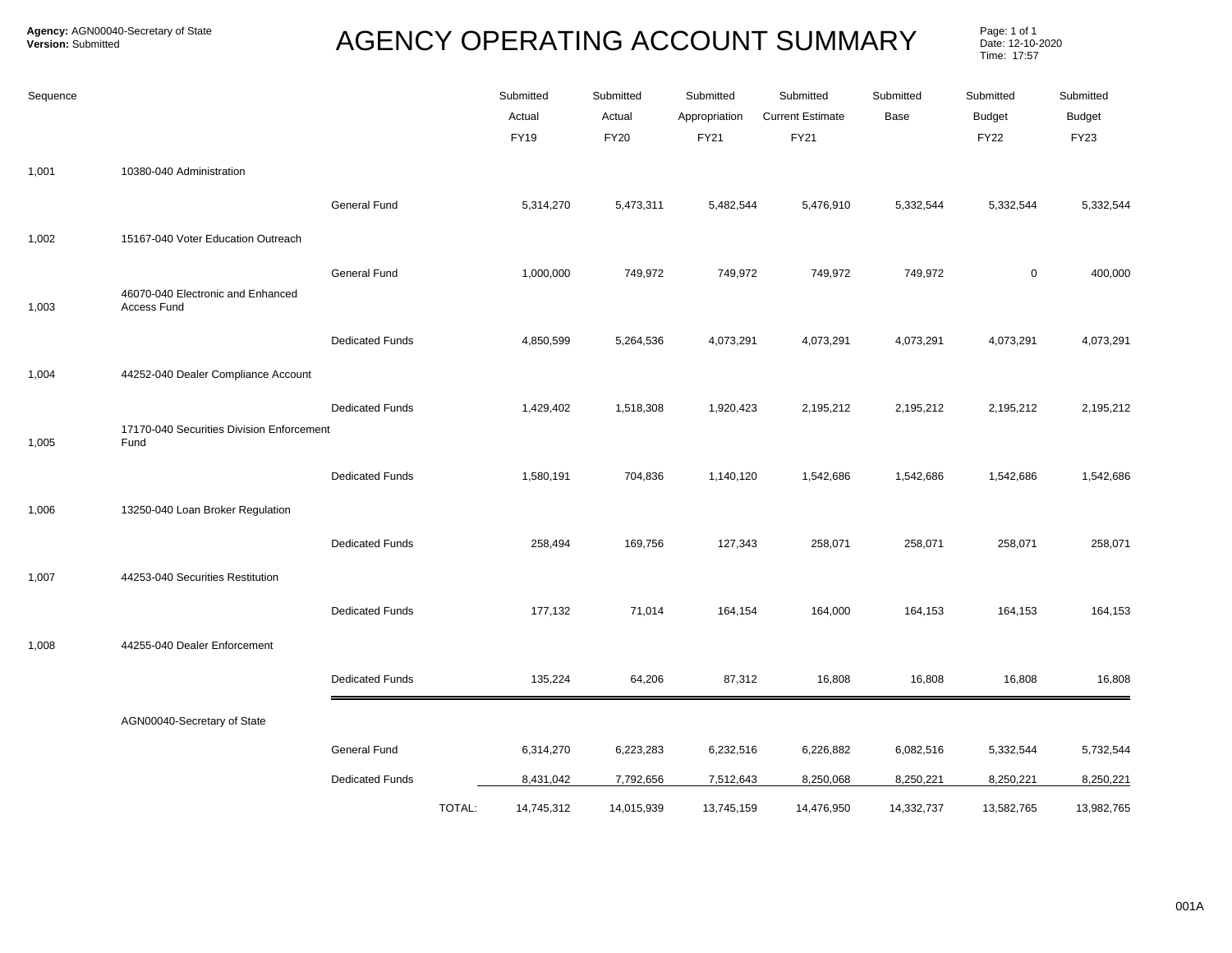**Agency:** AGN00040-Secretary of State
**Version:** Submitted

# AGENCY OPERATING ACCOUNT SUMMARY

Page: 1 of 1
Date: 12-10-2020
Time: 17:57

| Sequence | | | Submitted Actual FY19 | Submitted Actual FY20 | Submitted Appropriation FY21 | Submitted Current Estimate FY21 | Submitted Base | Submitted Budget FY22 | Submitted Budget FY23 |
|---|---|---|---|---|---|---|---|---|---|
| 1,001 | 10380-040 Administration | | | | | | | | |
| | | General Fund | 5,314,270 | 5,473,311 | 5,482,544 | 5,476,910 | 5,332,544 | 5,332,544 | 5,332,544 |
| 1,002 | 15167-040 Voter Education Outreach | | | | | | | | |
| | | General Fund | 1,000,000 | 749,972 | 749,972 | 749,972 | 749,972 | 0 | 400,000 |
| 1,003 | 46070-040 Electronic and Enhanced Access Fund | | | | | | | | |
| | | Dedicated Funds | 4,850,599 | 5,264,536 | 4,073,291 | 4,073,291 | 4,073,291 | 4,073,291 | 4,073,291 |
| 1,004 | 44252-040 Dealer Compliance Account | | | | | | | | |
| | | Dedicated Funds | 1,429,402 | 1,518,308 | 1,920,423 | 2,195,212 | 2,195,212 | 2,195,212 | 2,195,212 |
| 1,005 | 17170-040 Securities Division Enforcement Fund | | | | | | | | |
| | | Dedicated Funds | 1,580,191 | 704,836 | 1,140,120 | 1,542,686 | 1,542,686 | 1,542,686 | 1,542,686 |
| 1,006 | 13250-040 Loan Broker Regulation | | | | | | | | |
| | | Dedicated Funds | 258,494 | 169,756 | 127,343 | 258,071 | 258,071 | 258,071 | 258,071 |
| 1,007 | 44253-040 Securities Restitution | | | | | | | | |
| | | Dedicated Funds | 177,132 | 71,014 | 164,154 | 164,000 | 164,153 | 164,153 | 164,153 |
| 1,008 | 44255-040 Dealer Enforcement | | | | | | | | |
| | | Dedicated Funds | 135,224 | 64,206 | 87,312 | 16,808 | 16,808 | 16,808 | 16,808 |
| | AGN00040-Secretary of State | | | | | | | | |
| | | General Fund | 6,314,270 | 6,223,283 | 6,232,516 | 6,226,882 | 6,082,516 | 5,332,544 | 5,732,544 |
| | | Dedicated Funds | 8,431,042 | 7,792,656 | 7,512,643 | 8,250,068 | 8,250,221 | 8,250,221 | 8,250,221 |
| | | TOTAL: | 14,745,312 | 14,015,939 | 13,745,159 | 14,476,950 | 14,332,737 | 13,582,765 | 13,982,765 |

001A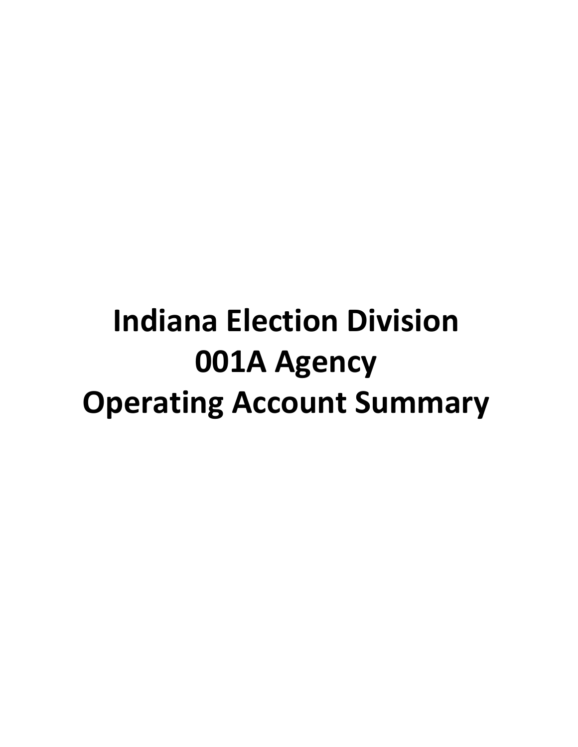# Indiana Election Division
# 001A Agency
# Operating Account Summary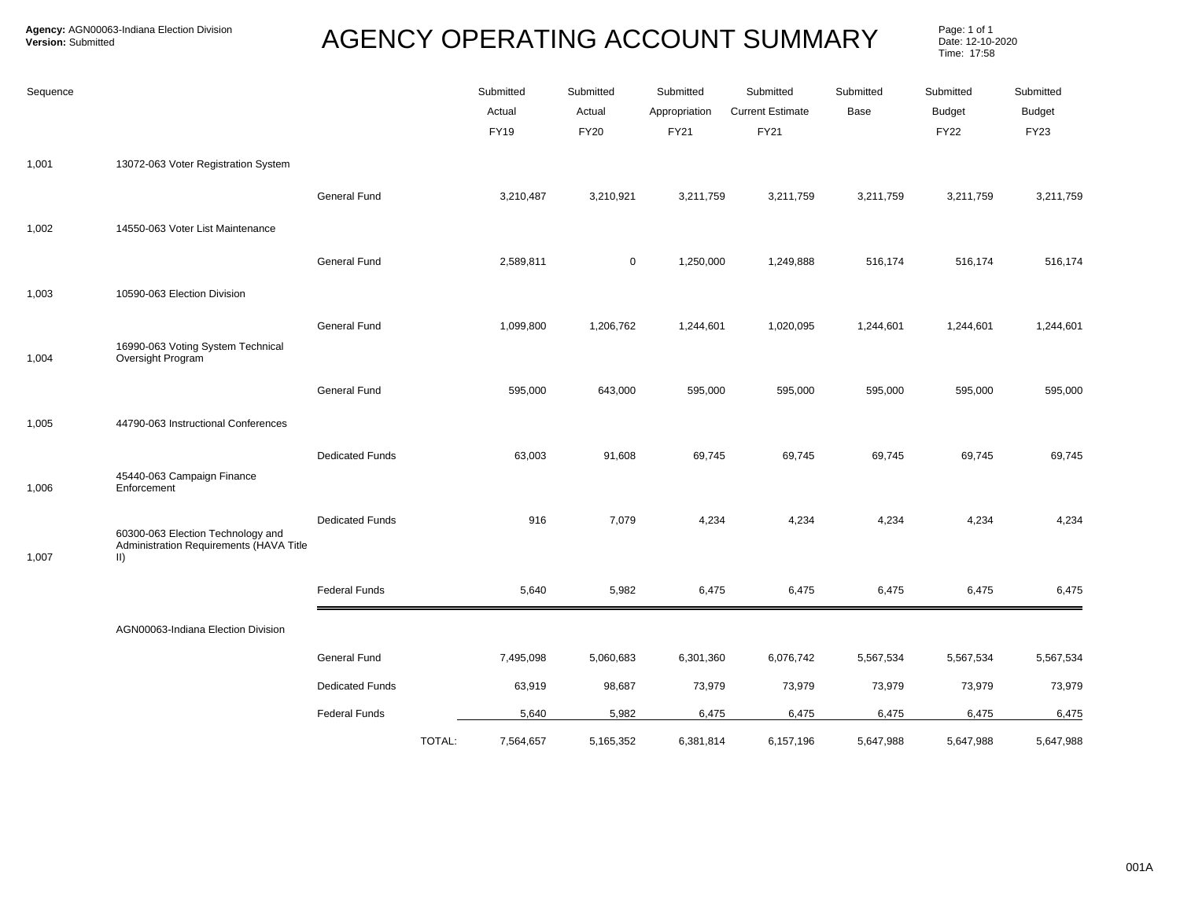**Agency:** AGN00063-Indiana Election Division
**Version:** Submitted

# AGENCY OPERATING ACCOUNT SUMMARY

Page: 1 of 1
Date: 12-10-2020
Time: 17:58

| Sequence | | | | Submitted Actual FY19 | Submitted Actual FY20 | Submitted Appropriation FY21 | Submitted Current Estimate FY21 | Submitted Base | Submitted Budget FY22 | Submitted Budget FY23 |
|---|---|---|---|---|---|---|---|---|---|---|
| 1,001 | 13072-063 Voter Registration System | | | | | | | | | |
| | | General Fund | | 3,210,487 | 3,210,921 | 3,211,759 | 3,211,759 | 3,211,759 | 3,211,759 | 3,211,759 |
| 1,002 | 14550-063 Voter List Maintenance | | | | | | | | | |
| | | General Fund | | 2,589,811 | 0 | 1,250,000 | 1,249,888 | 516,174 | 516,174 | 516,174 |
| 1,003 | 10590-063 Election Division | | | | | | | | | |
| | | General Fund | | 1,099,800 | 1,206,762 | 1,244,601 | 1,020,095 | 1,244,601 | 1,244,601 | 1,244,601 |
| 1,004 | 16990-063 Voting System Technical Oversight Program | | | | | | | | | |
| | | General Fund | | 595,000 | 643,000 | 595,000 | 595,000 | 595,000 | 595,000 | 595,000 |
| 1,005 | 44790-063 Instructional Conferences | | | | | | | | | |
| | | Dedicated Funds | | 63,003 | 91,608 | 69,745 | 69,745 | 69,745 | 69,745 | 69,745 |
| 1,006 | 45440-063 Campaign Finance Enforcement | | | | | | | | | |
| | | Dedicated Funds | | 916 | 7,079 | 4,234 | 4,234 | 4,234 | 4,234 | 4,234 |
| 1,007 | 60300-063 Election Technology and Administration Requirements (HAVA Title II) | | | | | | | | | |
| | | Federal Funds | | 5,640 | 5,982 | 6,475 | 6,475 | 6,475 | 6,475 | 6,475 |
| | AGN00063-Indiana Election Division | | | | | | | | | |
| | | General Fund | | 7,495,098 | 5,060,683 | 6,301,360 | 6,076,742 | 5,567,534 | 5,567,534 | 5,567,534 |
| | | Dedicated Funds | | 63,919 | 98,687 | 73,979 | 73,979 | 73,979 | 73,979 | 73,979 |
| | | Federal Funds | | 5,640 | 5,982 | 6,475 | 6,475 | 6,475 | 6,475 | 6,475 |
| | | | TOTAL: | 7,564,657 | 5,165,352 | 6,381,814 | 6,157,196 | 5,647,988 | 5,647,988 | 5,647,988 |

001A